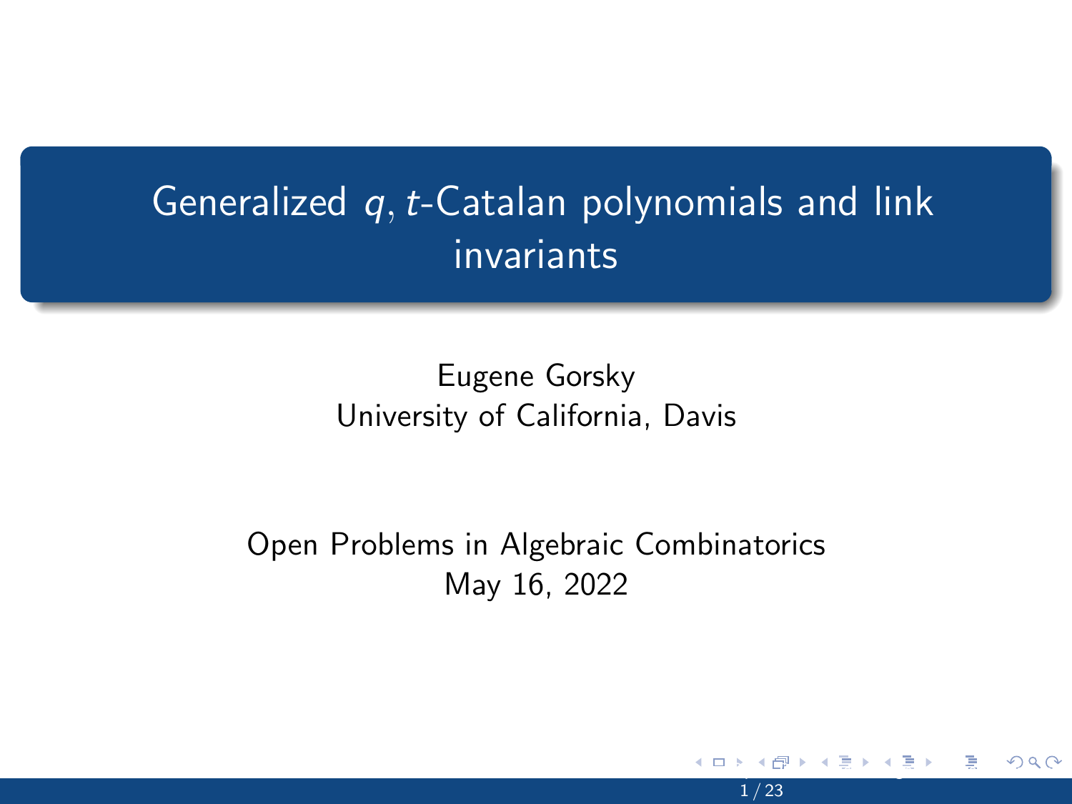# Generalized $q, t$-Catalan polynomials and link invariants

Eugene Gorsky
University of California, Davis

Open Problems in Algebraic Combinatorics
May 16, 2022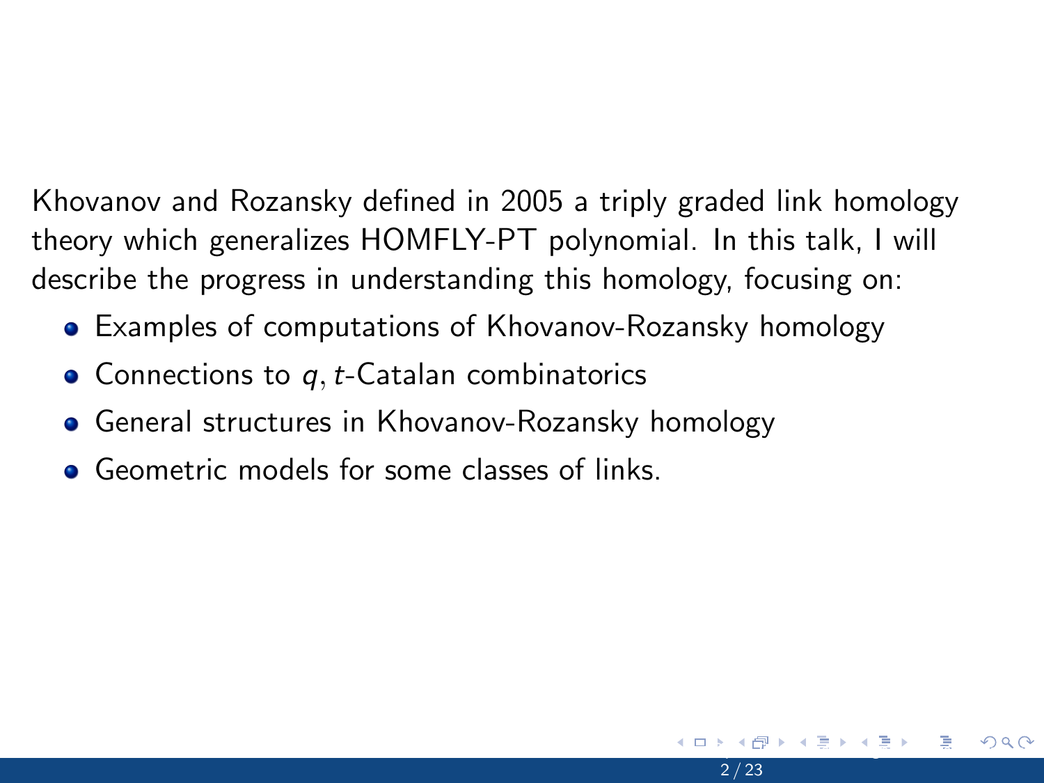Khovanov and Rozansky defined in 2005 a triply graded link homology theory which generalizes HOMFLY-PT polynomial. In this talk, I will describe the progress in understanding this homology, focusing on:

- Examples of computations of Khovanov-Rozansky homology
- Connections to $q, t$-Catalan combinatorics
- General structures in Khovanov-Rozansky homology
- Geometric models for some classes of links.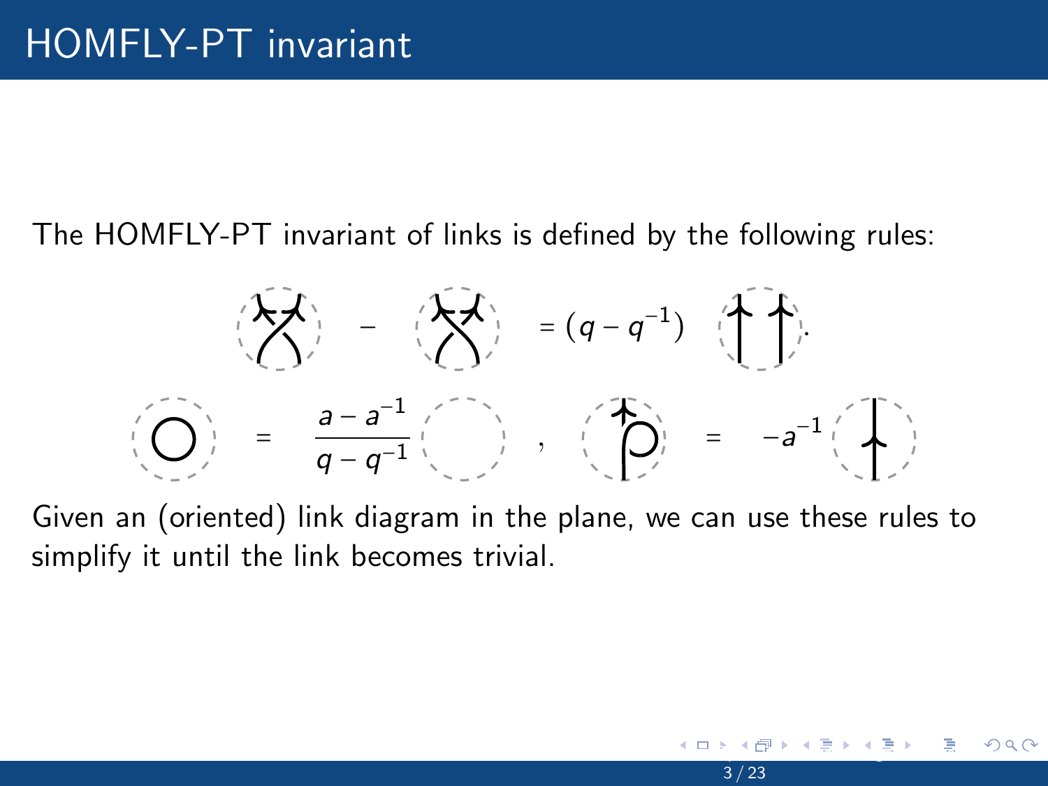# HOMFLY-PT invariant

The HOMFLY-PT invariant of links is defined by the following rules:

$$(\text{positive crossing}) - (\text{negative crossing}) = (q - q^{-1}) \; (\uparrow\uparrow).$$

$$(\bigcirc) = \frac{a - a^{-1}}{q - q^{-1}} \; (\text{empty}) \quad , \quad (\text{kink}) = -a^{-1} \; (\uparrow)$$

Given an (oriented) link diagram in the plane, we can use these rules to simplify it until the link becomes trivial.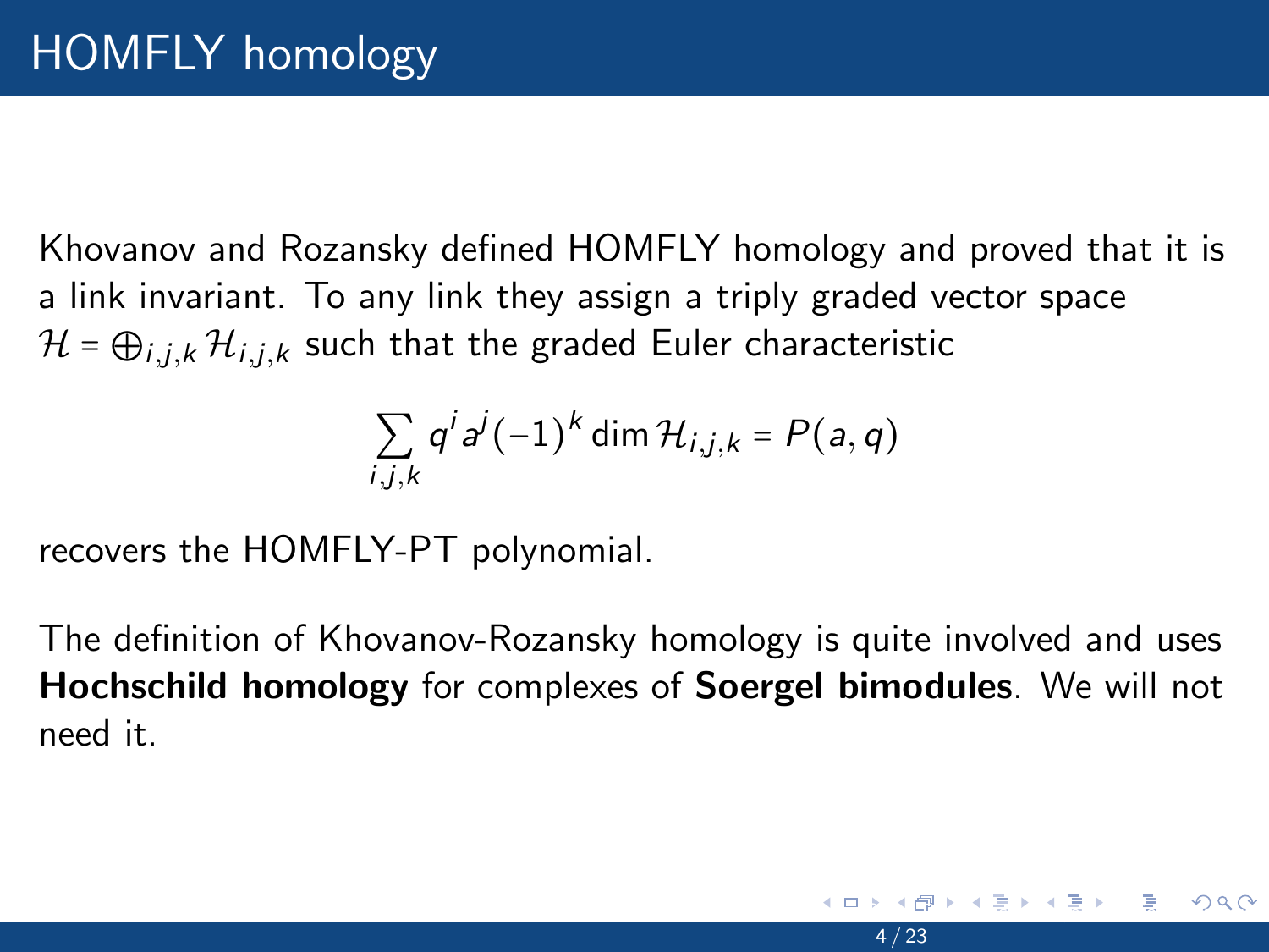# HOMFLY homology

Khovanov and Rozansky defined HOMFLY homology and proved that it is a link invariant. To any link they assign a triply graded vector space $\mathcal{H} = \bigoplus_{i,j,k} \mathcal{H}_{i,j,k}$ such that the graded Euler characteristic

$$\sum_{i,j,k} q^i a^j (-1)^k \dim \mathcal{H}_{i,j,k} = P(a,q)$$

recovers the HOMFLY-PT polynomial.

The definition of Khovanov-Rozansky homology is quite involved and uses **Hochschild homology** for complexes of **Soergel bimodules**. We will not need it.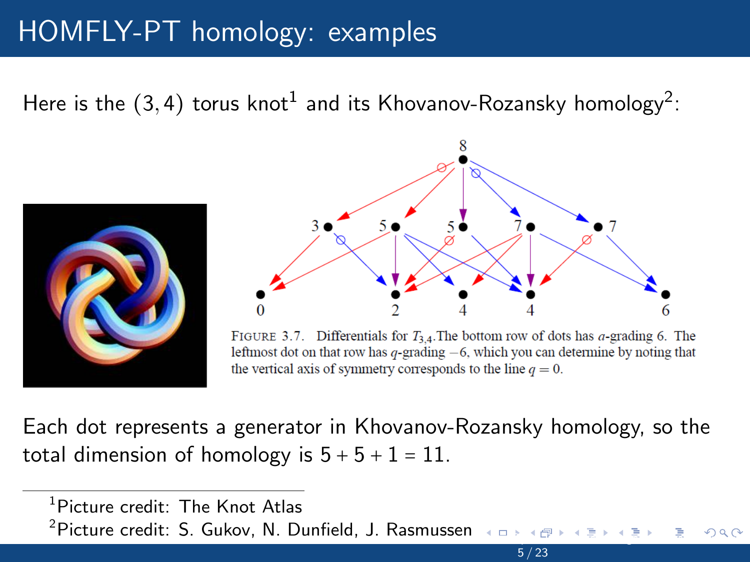# HOMFLY-PT homology: examples

Here is the $(3, 4)$ torus knot[1] and its Khovanov-Rozansky homology[2]:

FIGURE 3.7. Differentials for $T_{3,4}$.The bottom row of dots has $a$-grading 6. The leftmost dot on that row has $q$-grading $-6$, which you can determine by noting that the vertical axis of symmetry corresponds to the line $q = 0$.

Each dot represents a generator in Khovanov-Rozansky homology, so the total dimension of homology is $5 + 5 + 1 = 11$.

---

[1] Picture credit: The Knot Atlas

[2] Picture credit: S. Gukov, N. Dunfield, J. Rasmussen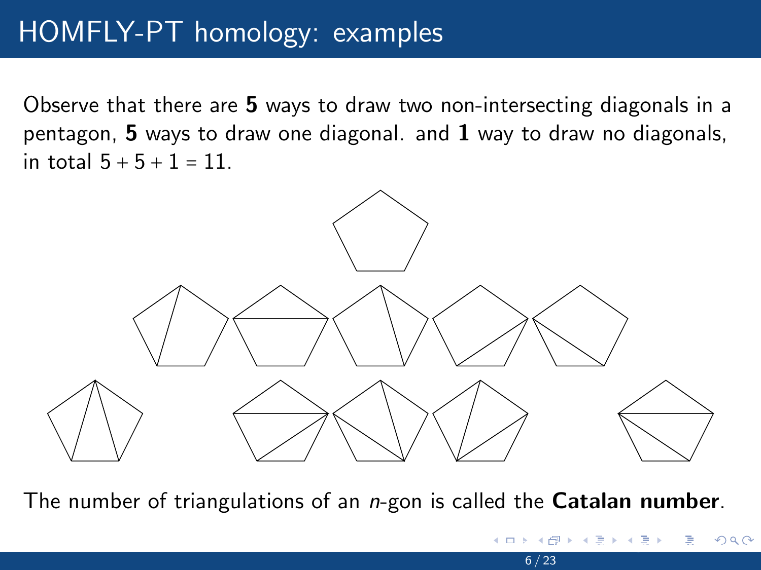# HOMFLY-PT homology: examples

Observe that there are **5** ways to draw two non-intersecting diagonals in a pentagon, **5** ways to draw one diagonal. and **1** way to draw no diagonals, in total $5 + 5 + 1 = 11$.

The number of triangulations of an $n$-gon is called the **Catalan number**.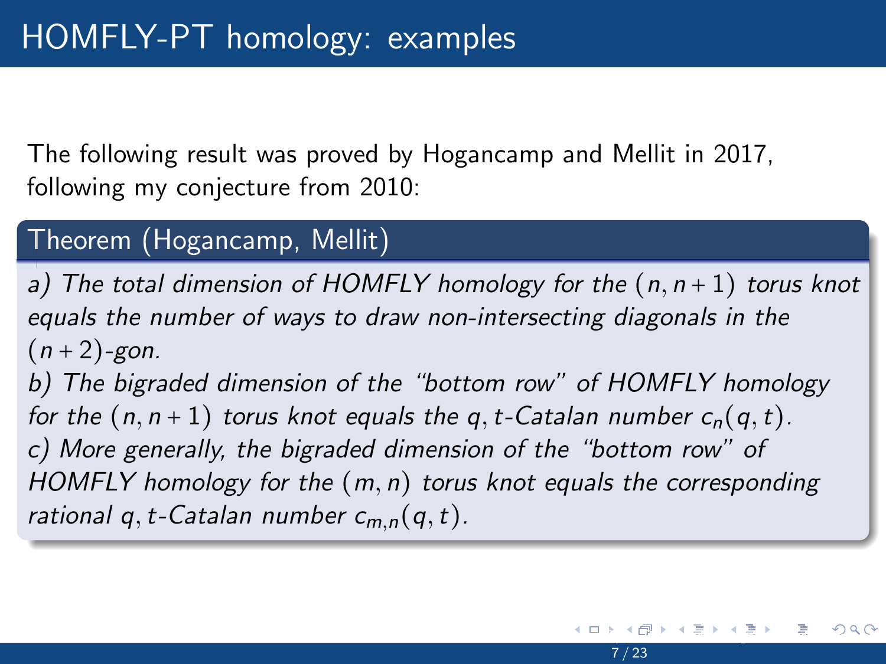# HOMFLY-PT homology: examples

The following result was proved by Hogancamp and Mellit in 2017, following my conjecture from 2010:

**Theorem (Hogancamp, Mellit)**

*a) The total dimension of HOMFLY homology for the $(n, n+1)$ torus knot equals the number of ways to draw non-intersecting diagonals in the $(n+2)$-gon.*

*b) The bigraded dimension of the "bottom row" of HOMFLY homology for the $(n, n+1)$ torus knot equals the $q, t$-Catalan number $c_n(q, t)$.*

*c) More generally, the bigraded dimension of the "bottom row" of HOMFLY homology for the $(m, n)$ torus knot equals the corresponding rational $q, t$-Catalan number $c_{m,n}(q, t)$.*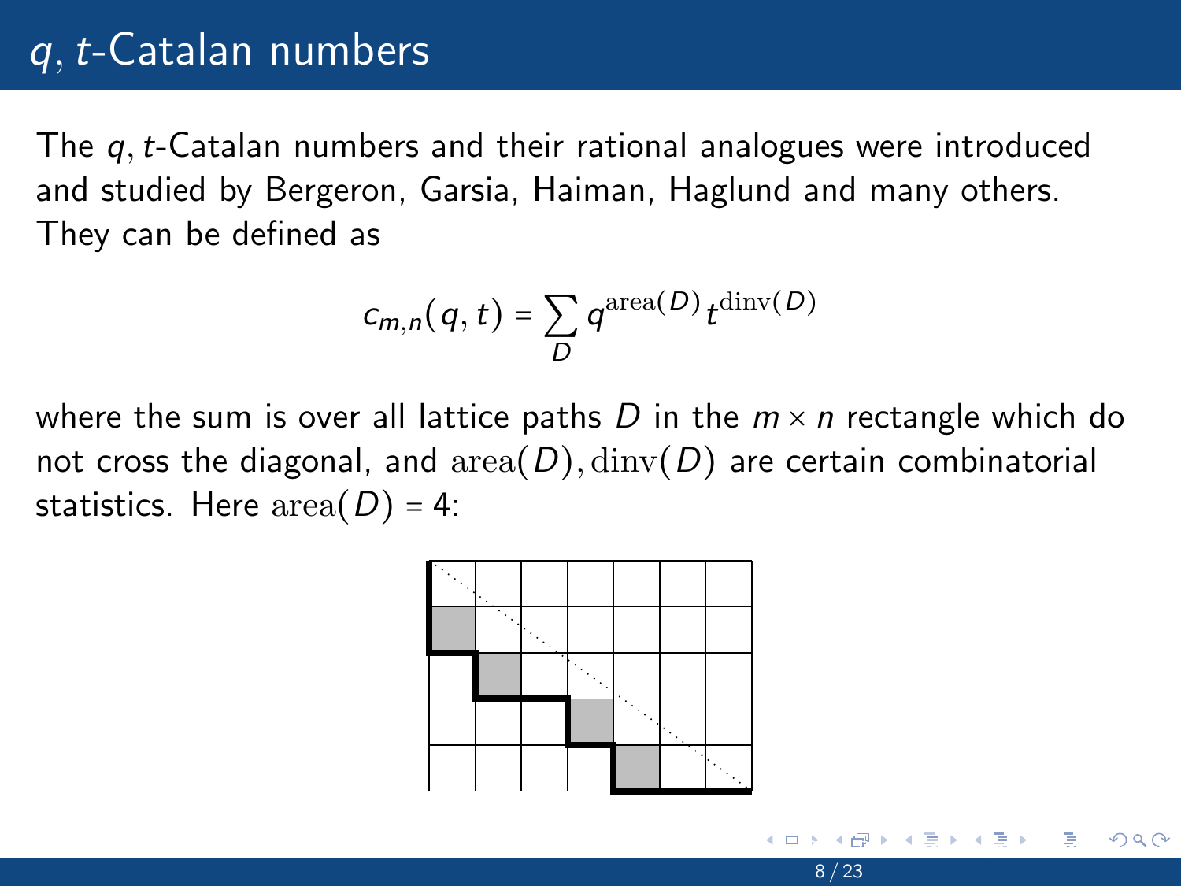# $q, t$-Catalan numbers

The $q, t$-Catalan numbers and their rational analogues were introduced and studied by Bergeron, Garsia, Haiman, Haglund and many others. They can be defined as

$$c_{m,n}(q,t) = \sum_{D} q^{\mathrm{area}(D)} t^{\mathrm{dinv}(D)}$$

where the sum is over all lattice paths $D$ in the $m \times n$ rectangle which do not cross the diagonal, and $\mathrm{area}(D), \mathrm{dinv}(D)$ are certain combinatorial statistics. Here $\mathrm{area}(D) = 4$: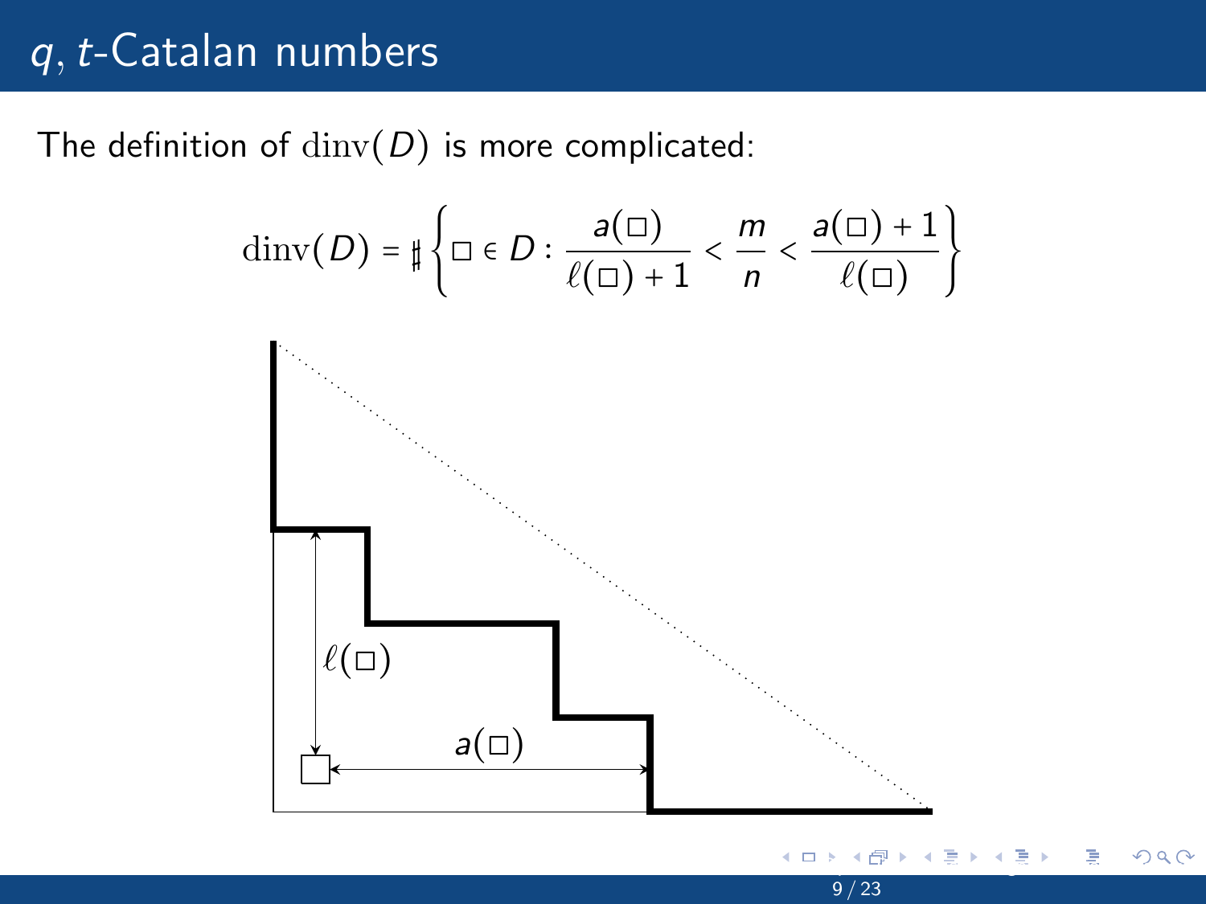# $q, t$-Catalan numbers

The definition of $\mathrm{dinv}(D)$ is more complicated:

$$\mathrm{dinv}(D) = \sharp \left\{ \square \in D : \frac{a(\square)}{\ell(\square)+1} < \frac{m}{n} < \frac{a(\square)+1}{\ell(\square)} \right\}$$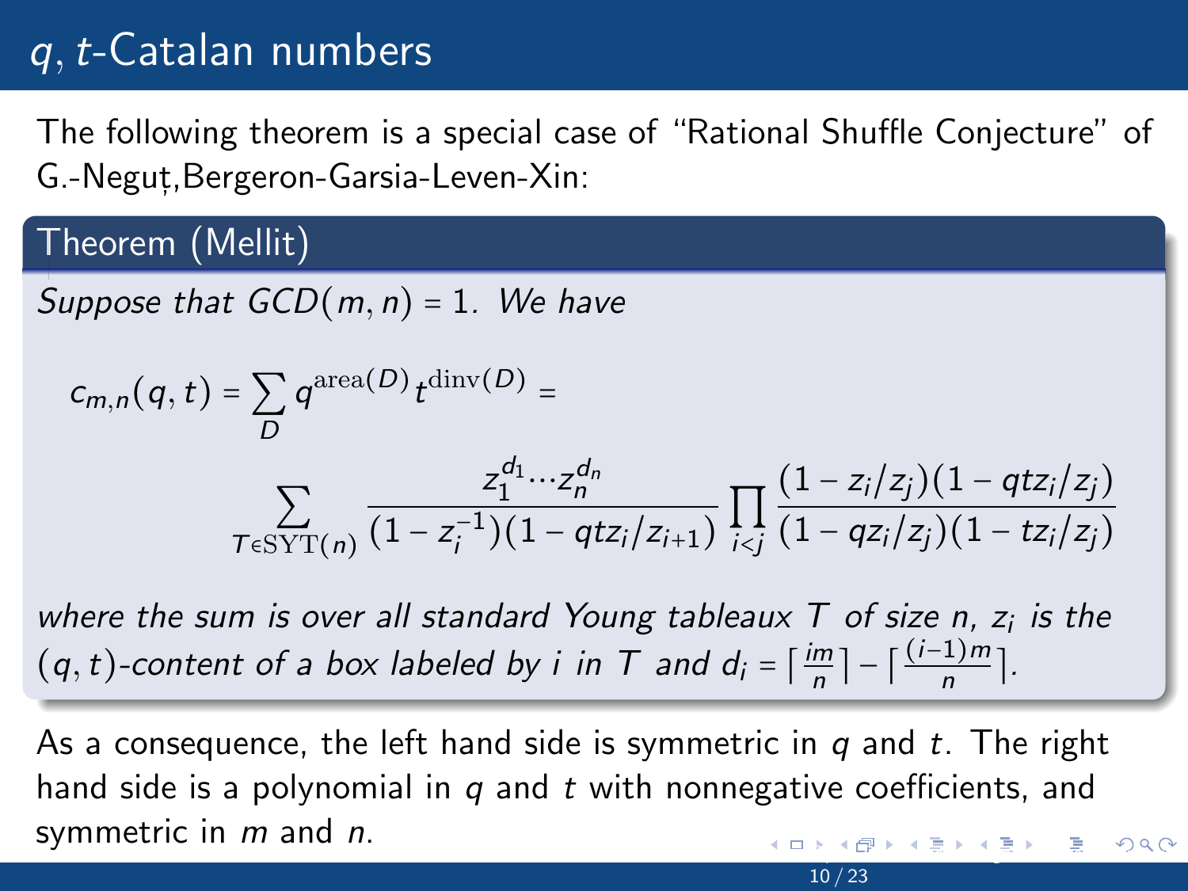# $q, t$-Catalan numbers

The following theorem is a special case of "Rational Shuffle Conjecture" of G.-Neguț,Bergeron-Garsia-Leven-Xin:

**Theorem (Mellit)**

*Suppose that* $GCD(m,n) = 1$. *We have*

$$c_{m,n}(q,t) = \sum_{D} q^{\mathrm{area}(D)} t^{\mathrm{dinv}(D)} =$$

$$\sum_{T \in \mathrm{SYT}(n)} \frac{z_1^{d_1} \cdots z_n^{d_n}}{(1 - z_i^{-1})(1 - qtz_i/z_{i+1})} \prod_{i<j} \frac{(1 - z_i/z_j)(1 - qtz_i/z_j)}{(1 - qz_i/z_j)(1 - tz_i/z_j)}$$

*where the sum is over all standard Young tableaux* $T$ *of size* $n$, $z_i$ *is the* $(q,t)$*-content of a box labeled by* $i$ *in* $T$ *and* $d_i = \lceil \frac{im}{n} \rceil - \lceil \frac{(i-1)m}{n} \rceil$.

As a consequence, the left hand side is symmetric in $q$ and $t$. The right hand side is a polynomial in $q$ and $t$ with nonnegative coefficients, and symmetric in $m$ and $n$.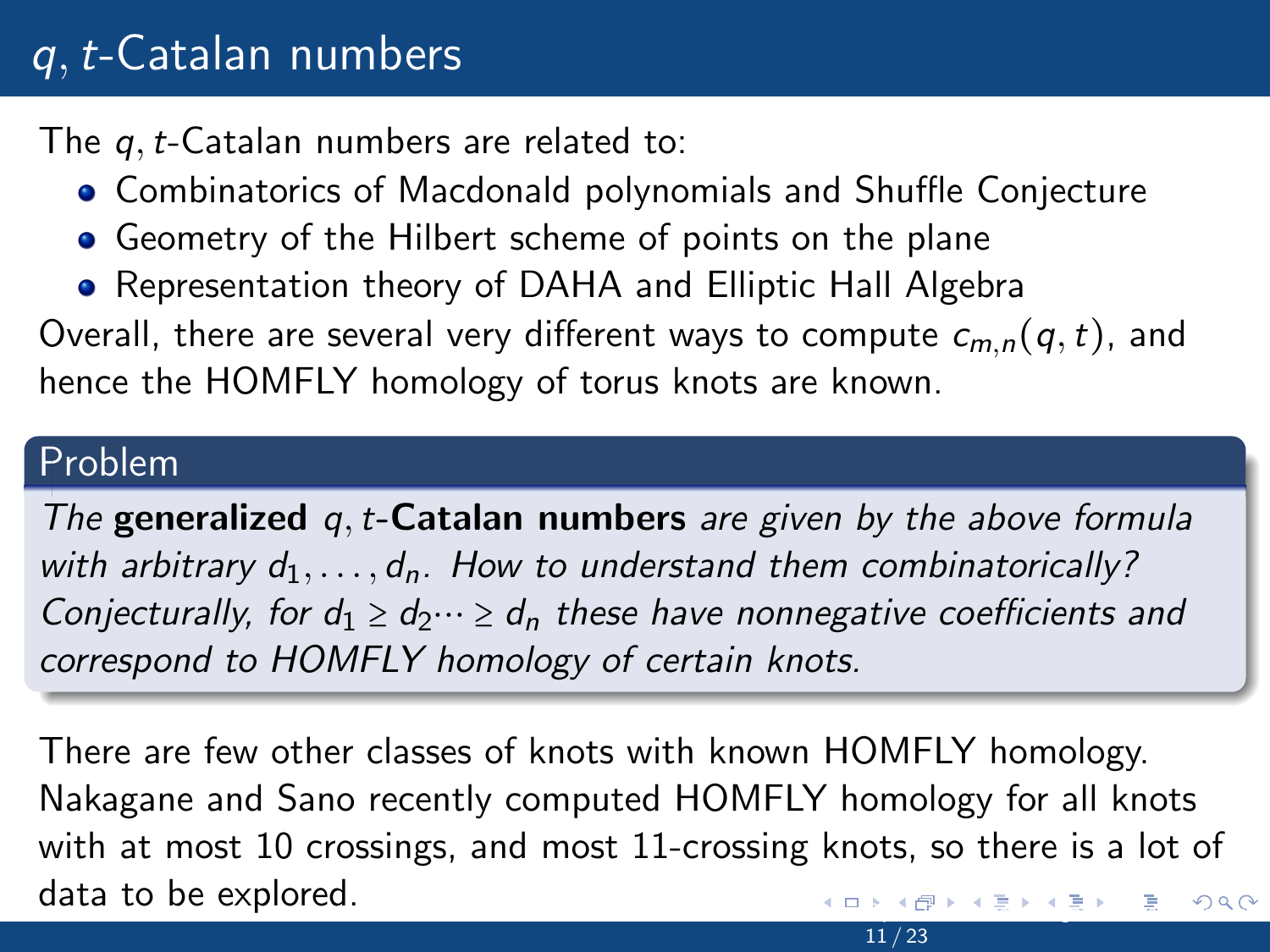# $q, t$-Catalan numbers

The $q, t$-Catalan numbers are related to:

- Combinatorics of Macdonald polynomials and Shuffle Conjecture
- Geometry of the Hilbert scheme of points on the plane
- Representation theory of DAHA and Elliptic Hall Algebra

Overall, there are several very different ways to compute $c_{m,n}(q, t)$, and hence the HOMFLY homology of torus knots are known.

**Problem**

*The* **generalized** $q, t$-**Catalan numbers** *are given by the above formula with arbitrary* $d_1, \ldots, d_n$. *How to understand them combinatorically? Conjecturally, for* $d_1 \geq d_2 \cdots \geq d_n$ *these have nonnegative coefficients and correspond to HOMFLY homology of certain knots.*

There are few other classes of knots with known HOMFLY homology. Nakagane and Sano recently computed HOMFLY homology for all knots with at most 10 crossings, and most 11-crossing knots, so there is a lot of data to be explored.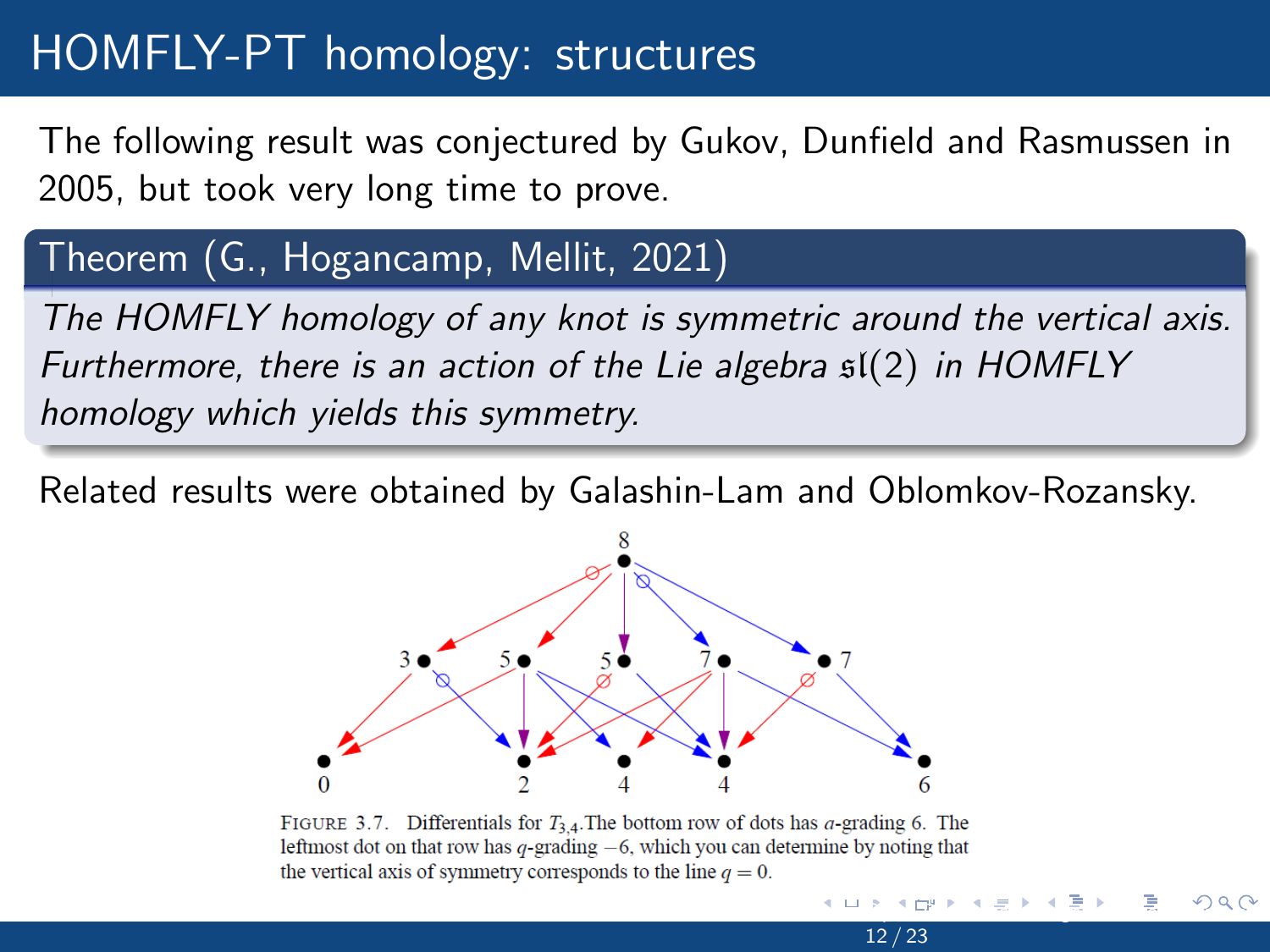# HOMFLY-PT homology: structures

The following result was conjectured by Gukov, Dunfield and Rasmussen in 2005, but took very long time to prove.

**Theorem (G., Hogancamp, Mellit, 2021)**

*The HOMFLY homology of any knot is symmetric around the vertical axis. Furthermore, there is an action of the Lie algebra $\mathfrak{sl}(2)$ in HOMFLY homology which yields this symmetry.*

Related results were obtained by Galashin-Lam and Oblomkov-Rozansky.

FIGURE 3.7. Differentials for $T_{3,4}$. The bottom row of dots has $a$-grading 6. The leftmost dot on that row has $q$-grading $-6$, which you can determine by noting that the vertical axis of symmetry corresponds to the line $q = 0$.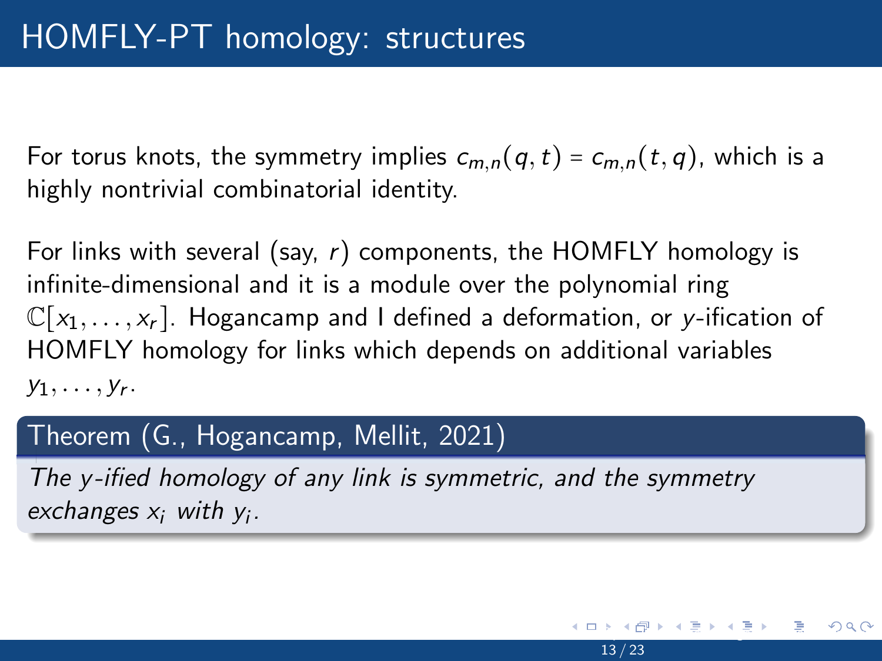# HOMFLY-PT homology: structures

For torus knots, the symmetry implies $c_{m,n}(q,t) = c_{m,n}(t,q)$, which is a highly nontrivial combinatorial identity.

For links with several (say, $r$) components, the HOMFLY homology is infinite-dimensional and it is a module over the polynomial ring $\mathbb{C}[x_1, \ldots, x_r]$. Hogancamp and I defined a deformation, or $y$-ification of HOMFLY homology for links which depends on additional variables $y_1, \ldots, y_r$.

**Theorem (G., Hogancamp, Mellit, 2021)**

*The $y$-ified homology of any link is symmetric, and the symmetry exchanges $x_i$ with $y_i$.*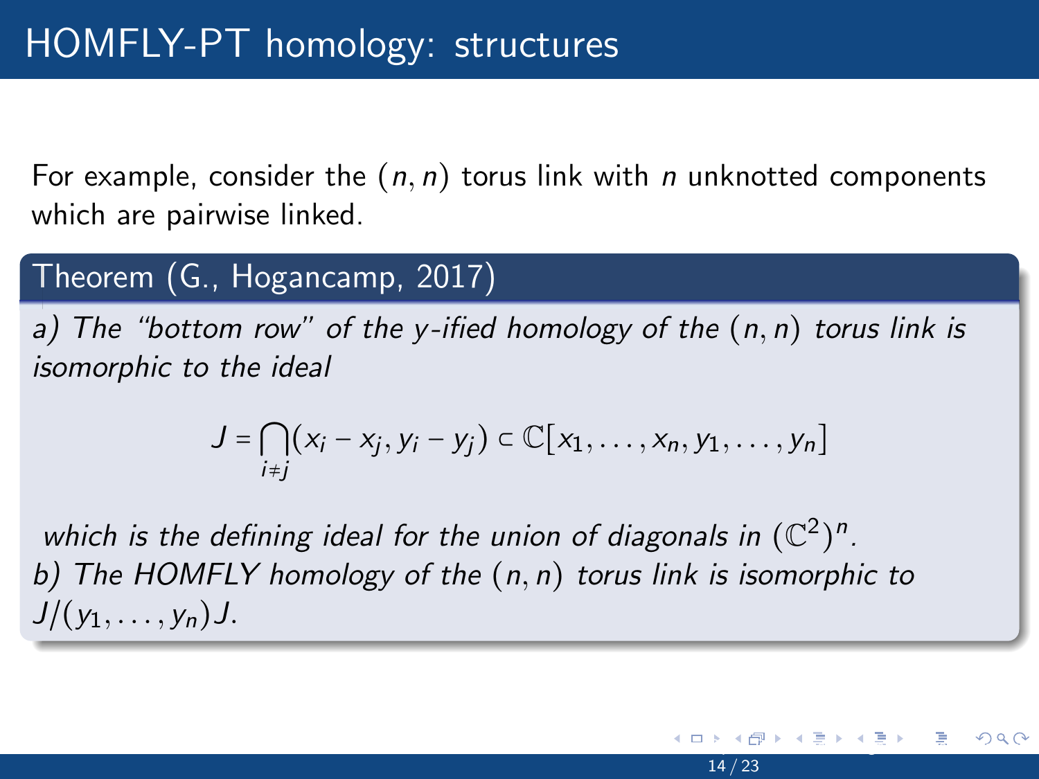# HOMFLY-PT homology: structures

For example, consider the $(n, n)$ torus link with $n$ unknotted components which are pairwise linked.

**Theorem (G., Hogancamp, 2017)**

*a) The "bottom row" of the $y$-ified homology of the $(n, n)$ torus link is isomorphic to the ideal*

$$J = \bigcap_{i \neq j} (x_i - x_j, y_i - y_j) \subset \mathbb{C}[x_1, \ldots, x_n, y_1, \ldots, y_n]$$

*which is the defining ideal for the union of diagonals in $(\mathbb{C}^2)^n$.*
*b) The HOMFLY homology of the $(n, n)$ torus link is isomorphic to $J/(y_1, \ldots, y_n)J$.*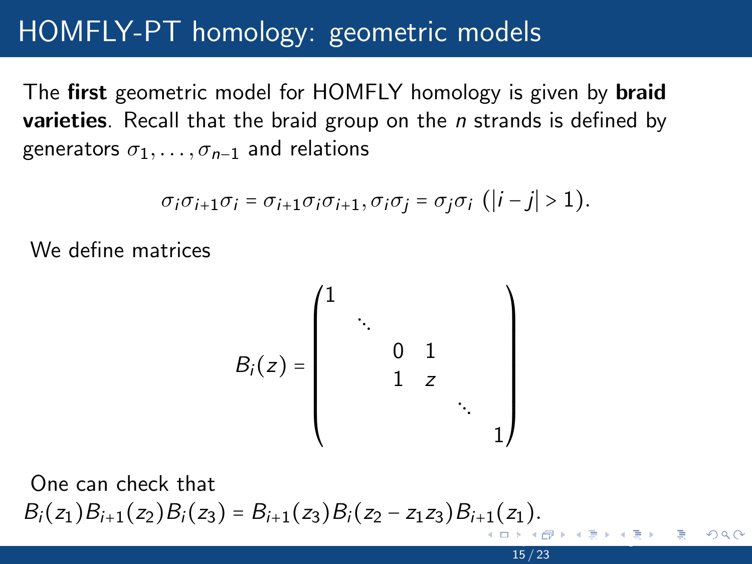# HOMFLY-PT homology: geometric models

The **first** geometric model for HOMFLY homology is given by **braid varieties**. Recall that the braid group on the $n$ strands is defined by generators $\sigma_1, \ldots, \sigma_{n-1}$ and relations

$$\sigma_i \sigma_{i+1} \sigma_i = \sigma_{i+1} \sigma_i \sigma_{i+1}, \sigma_i \sigma_j = \sigma_j \sigma_i \ (|i-j| > 1).$$

We define matrices

$$B_i(z) = \begin{pmatrix} 1 & & & & & \\ & \ddots & & & & \\ & & 0 & 1 & & \\ & & 1 & z & & \\ & & & & \ddots & \\ & & & & & 1 \end{pmatrix}$$

One can check that
$B_i(z_1) B_{i+1}(z_2) B_i(z_3) = B_{i+1}(z_3) B_i(z_2 - z_1 z_3) B_{i+1}(z_1)$.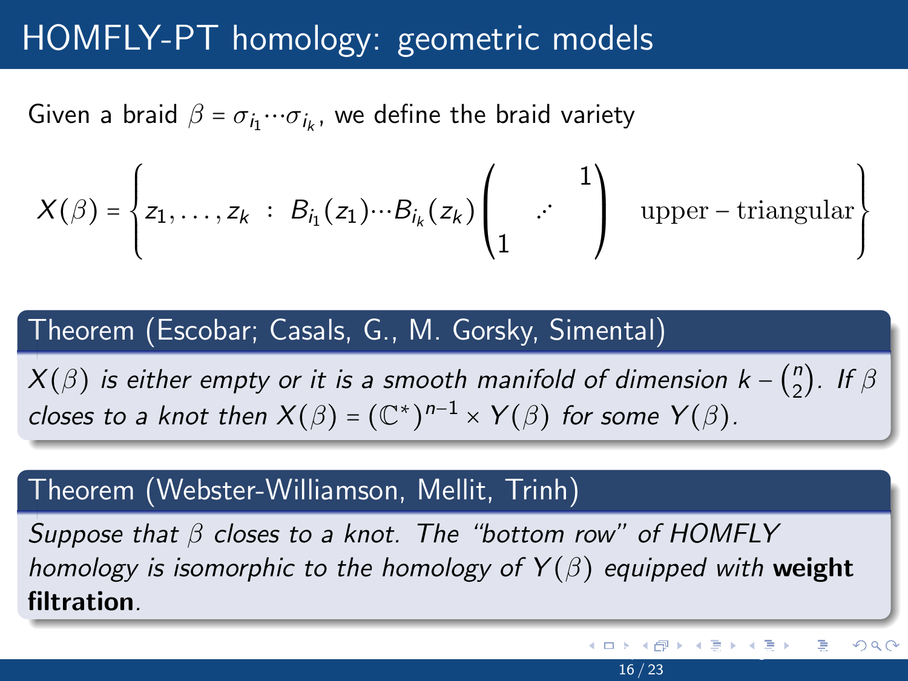# HOMFLY-PT homology: geometric models

Given a braid $\beta = \sigma_{i_1} \cdots \sigma_{i_k}$, we define the braid variety

$$X(\beta) = \left\{ z_1, \ldots, z_k \ : \ B_{i_1}(z_1) \cdots B_{i_k}(z_k) \begin{pmatrix} & & 1 \\ & \iddots & \\ 1 & & \end{pmatrix} \ \text{upper-triangular} \right\}$$

**Theorem (Escobar; Casals, G., M. Gorsky, Simental)**

*$X(\beta)$ is either empty or it is a smooth manifold of dimension $k - \binom{n}{2}$. If $\beta$ closes to a knot then $X(\beta) = (\mathbb{C}^*)^{n-1} \times Y(\beta)$ for some $Y(\beta)$.*

**Theorem (Webster-Williamson, Mellit, Trinh)**

*Suppose that $\beta$ closes to a knot. The "bottom row" of HOMFLY homology is isomorphic to the homology of $Y(\beta)$ equipped with* ***weight filtration****.*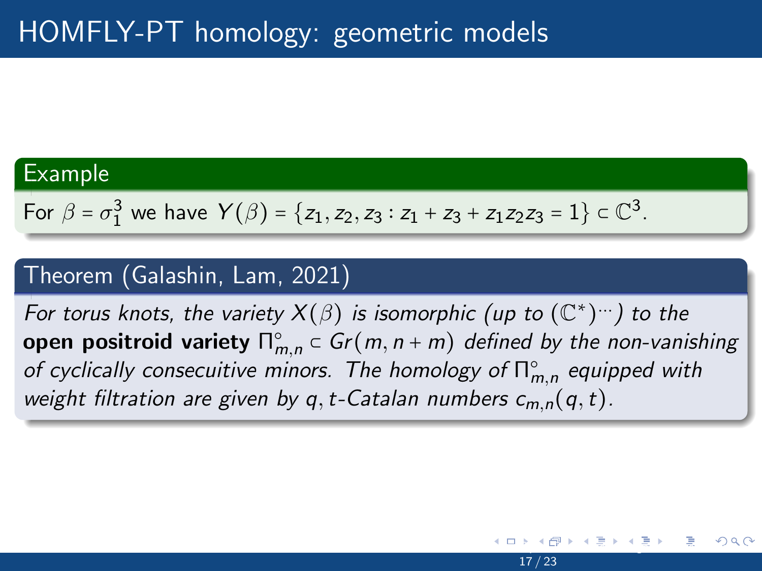# HOMFLY-PT homology: geometric models

**Example**

For $\beta = \sigma_1^3$ we have $Y(\beta) = \{z_1, z_2, z_3 : z_1 + z_3 + z_1 z_2 z_3 = 1\} \subset \mathbb{C}^3$.

**Theorem (Galashin, Lam, 2021)**

*For torus knots, the variety $X(\beta)$ is isomorphic (up to $(\mathbb{C}^*)^{\cdots}$) to the* **open positroid variety** $\Pi^\circ_{m,n} \subset Gr(m, n+m)$ *defined by the non-vanishing of cyclically consecuitive minors. The homology of $\Pi^\circ_{m,n}$ equipped with weight filtration are given by $q,t$-Catalan numbers $c_{m,n}(q,t)$.*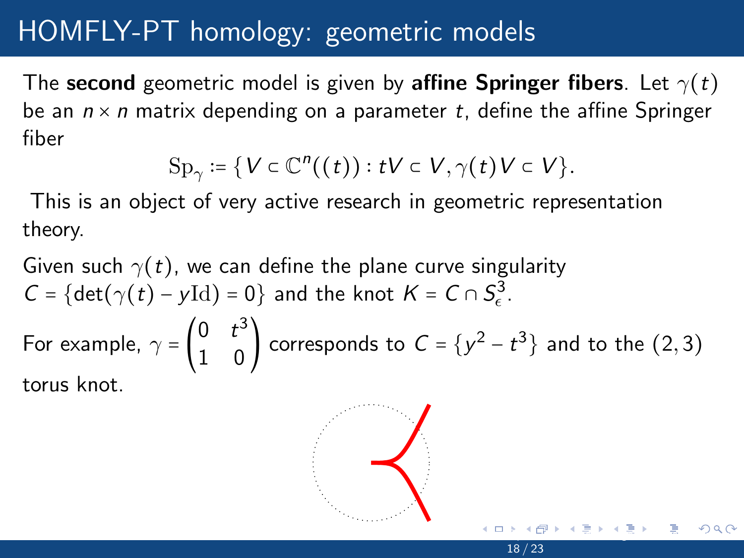# HOMFLY-PT homology: geometric models

The **second** geometric model is given by **affine Springer fibers**. Let $\gamma(t)$ be an $n \times n$ matrix depending on a parameter $t$, define the affine Springer fiber

$$\mathrm{Sp}_{\gamma} := \{V \subset \mathbb{C}^n((t)) : tV \subset V, \gamma(t)V \subset V\}.$$

This is an object of very active research in geometric representation theory.

Given such $\gamma(t)$, we can define the plane curve singularity $C = \{\det(\gamma(t) - y\mathrm{Id}) = 0\}$ and the knot $K = C \cap S^3_{\epsilon}$.

For example, $\gamma = \begin{pmatrix} 0 & t^3 \\ 1 & 0 \end{pmatrix}$ corresponds to $C = \{y^2 - t^3\}$ and to the $(2,3)$ torus knot.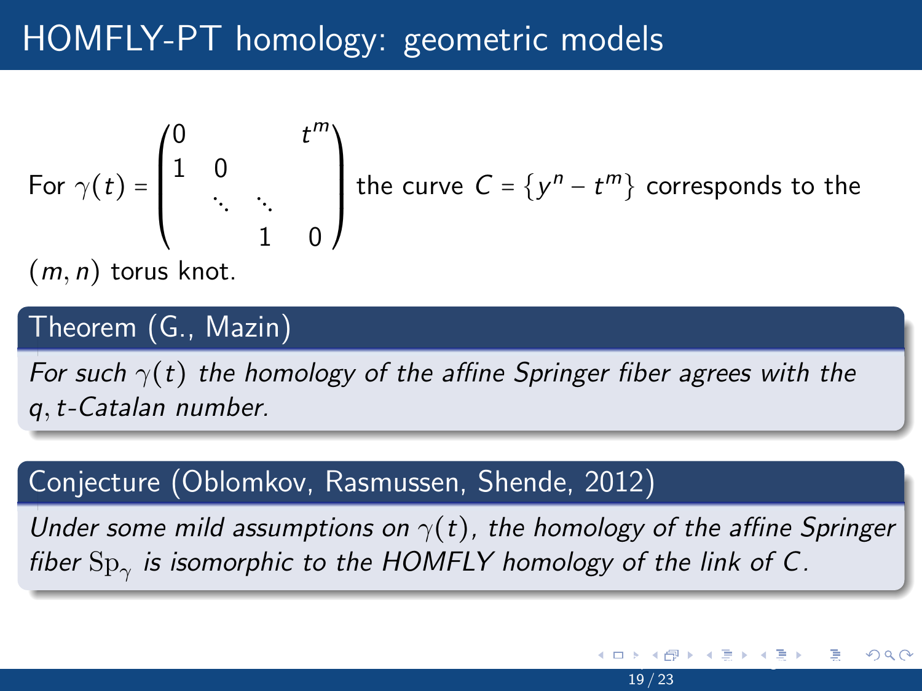# HOMFLY-PT homology: geometric models

For $\gamma(t) = \begin{pmatrix} 0 & & & t^m \\ 1 & 0 & & \\ & \ddots & \ddots & \\ & & 1 & 0 \end{pmatrix}$ the curve $C = \{y^n - t^m\}$ corresponds to the $(m, n)$ torus knot.

**Theorem (G., Mazin)**

*For such $\gamma(t)$ the homology of the affine Springer fiber agrees with the $q,t$-Catalan number.*

**Conjecture (Oblomkov, Rasmussen, Shende, 2012)**

*Under some mild assumptions on $\gamma(t)$, the homology of the affine Springer fiber $\mathrm{Sp}_\gamma$ is isomorphic to the HOMFLY homology of the link of $C$.*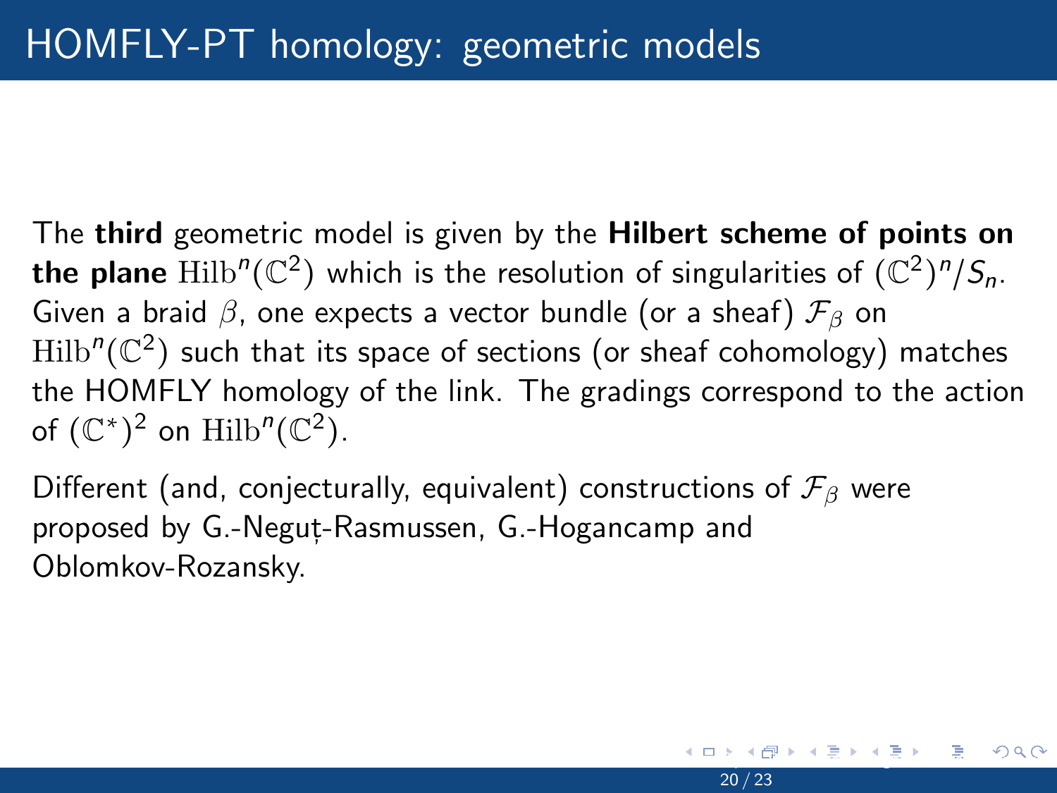# HOMFLY-PT homology: geometric models

The **third** geometric model is given by the **Hilbert scheme of points on the plane** $\mathrm{Hilb}^n(\mathbb{C}^2)$ which is the resolution of singularities of $(\mathbb{C}^2)^n/S_n$. Given a braid $\beta$, one expects a vector bundle (or a sheaf) $\mathcal{F}_\beta$ on $\mathrm{Hilb}^n(\mathbb{C}^2)$ such that its space of sections (or sheaf cohomology) matches the HOMFLY homology of the link. The gradings correspond to the action of $(\mathbb{C}^*)^2$ on $\mathrm{Hilb}^n(\mathbb{C}^2)$.

Different (and, conjecturally, equivalent) constructions of $\mathcal{F}_\beta$ were proposed by G.-Neguț-Rasmussen, G.-Hogancamp and Oblomkov-Rozansky.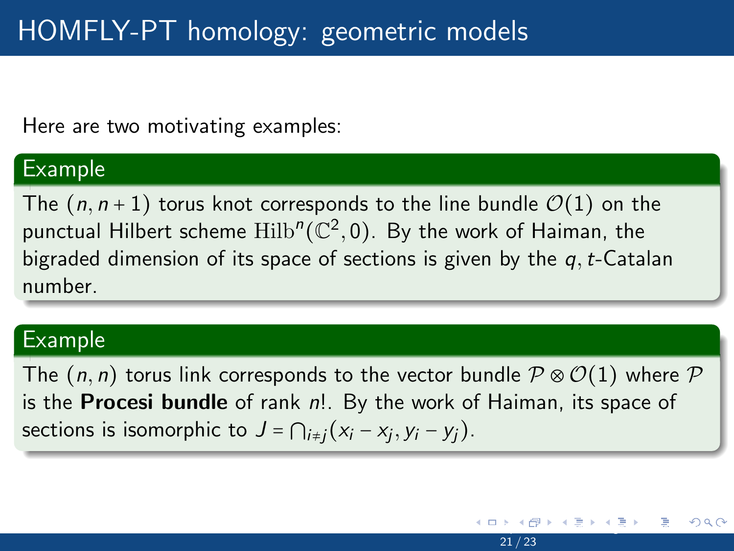# HOMFLY-PT homology: geometric models

Here are two motivating examples:

**Example**

The $(n, n+1)$ torus knot corresponds to the line bundle $\mathcal{O}(1)$ on the punctual Hilbert scheme $\mathrm{Hilb}^n(\mathbb{C}^2, 0)$. By the work of Haiman, the bigraded dimension of its space of sections is given by the $q, t$-Catalan number.

**Example**

The $(n, n)$ torus link corresponds to the vector bundle $\mathcal{P} \otimes \mathcal{O}(1)$ where $\mathcal{P}$ is the **Procesi bundle** of rank $n!$. By the work of Haiman, its space of sections is isomorphic to $J = \bigcap_{i \neq j}(x_i - x_j, y_i - y_j)$.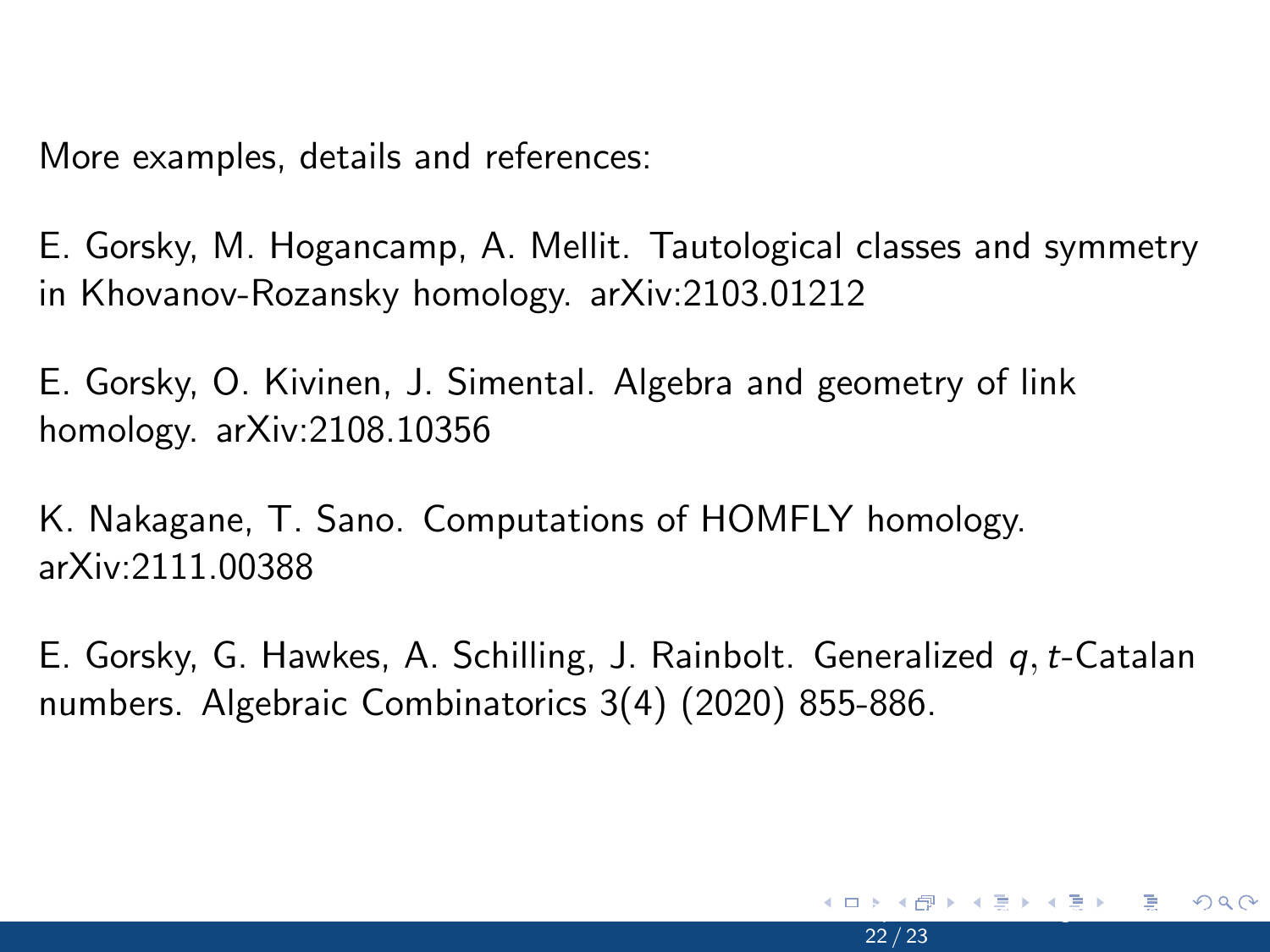More examples, details and references:

E. Gorsky, M. Hogancamp, A. Mellit. Tautological classes and symmetry in Khovanov-Rozansky homology. arXiv:2103.01212

E. Gorsky, O. Kivinen, J. Simental. Algebra and geometry of link homology. arXiv:2108.10356

K. Nakagane, T. Sano. Computations of HOMFLY homology. arXiv:2111.00388

E. Gorsky, G. Hawkes, A. Schilling, J. Rainbolt. Generalized $q, t$-Catalan numbers. Algebraic Combinatorics 3(4) (2020) 855-886.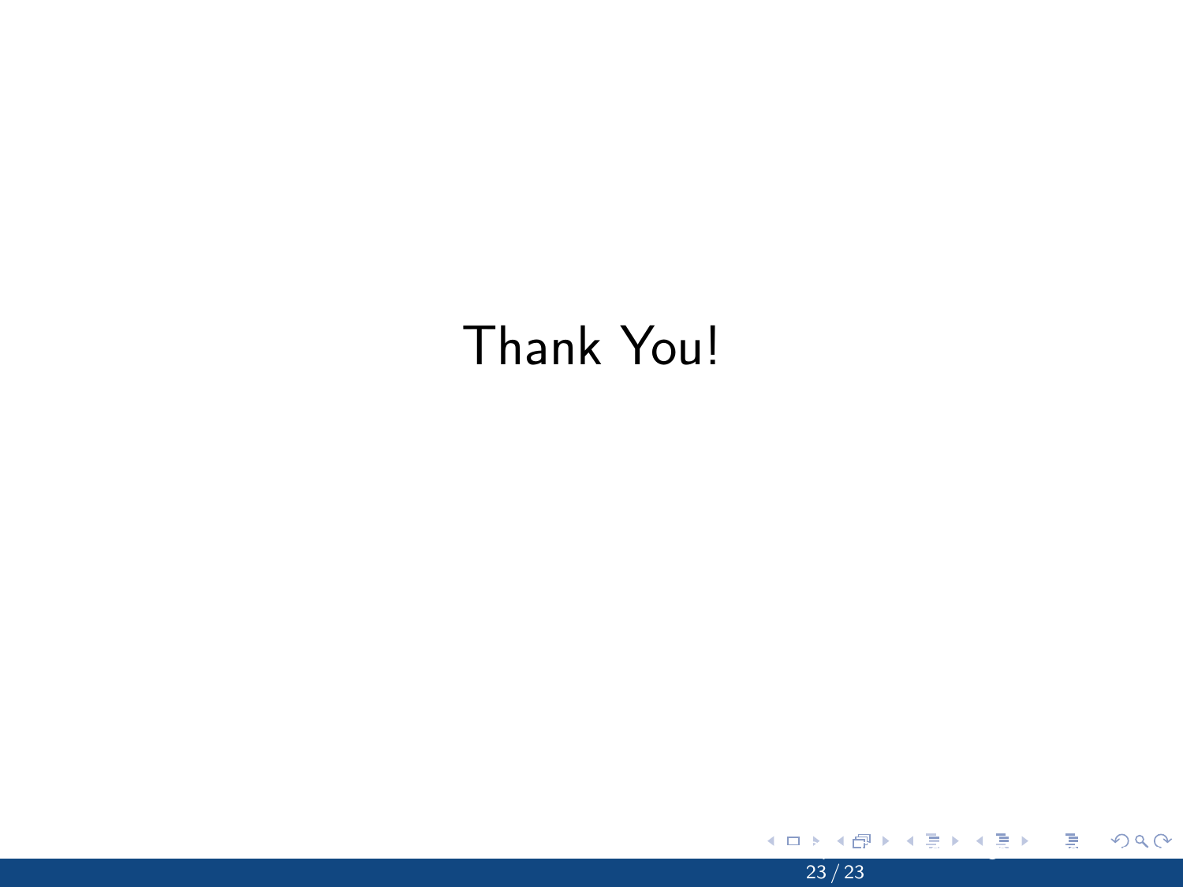Thank You!